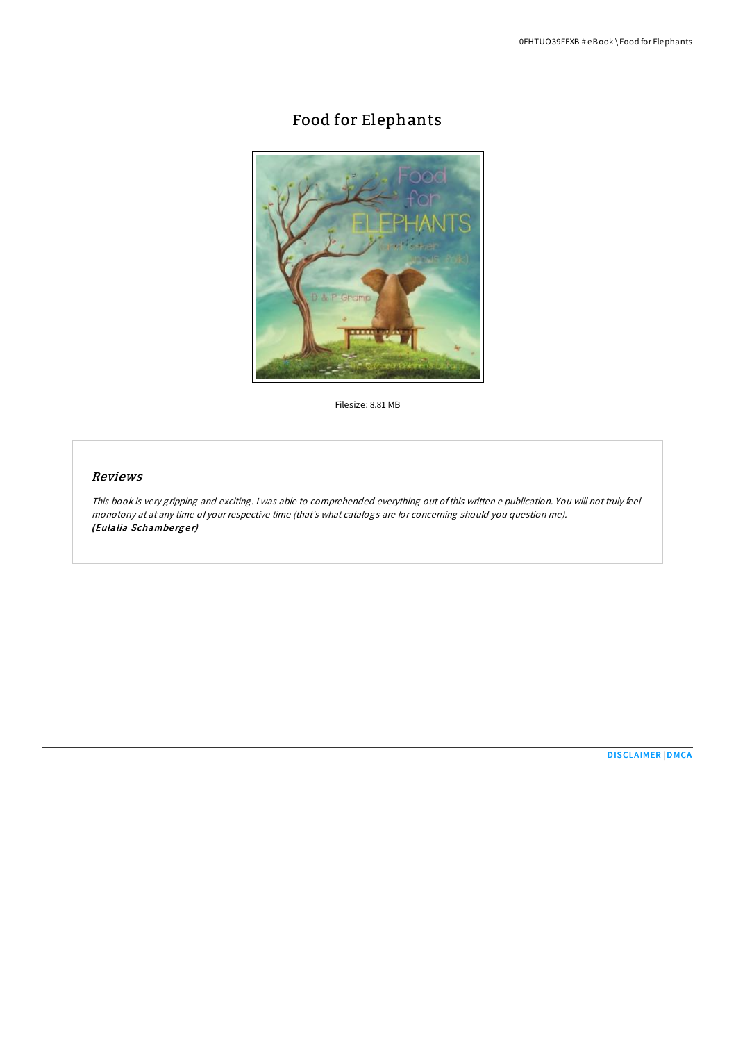# Food for Elephants

Filesize: 8.81 MB

## *Reviews*

*This book is very gripping and exciting. I was able to comprehended everything out of this written e publication. You will not truly feel monotony at at any time of your respective time (that's what catalogs are for concerning should you question me).*
***(Eulalia Schamberger)***

DISCLAIMER | DMCA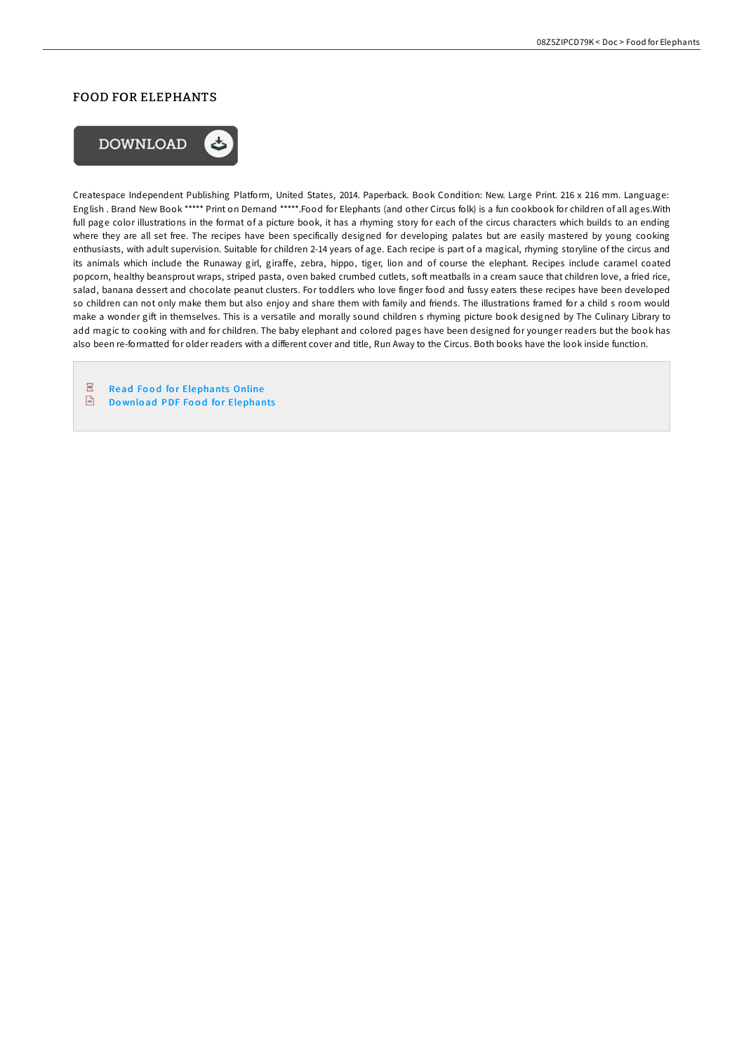# FOOD FOR ELEPHANTS

DOWNLOAD

Createspace Independent Publishing Platform, United States, 2014. Paperback. Book Condition: New. Large Print. 216 x 216 mm. Language: English . Brand New Book ***** Print on Demand *****.Food for Elephants (and other Circus folk) is a fun cookbook for children of all ages.With full page color illustrations in the format of a picture book, it has a rhyming story for each of the circus characters which builds to an ending where they are all set free. The recipes have been specifically designed for developing palates but are easily mastered by young cooking enthusiasts, with adult supervision. Suitable for children 2-14 years of age. Each recipe is part of a magical, rhyming storyline of the circus and its animals which include the Runaway girl, giraffe, zebra, hippo, tiger, lion and of course the elephant. Recipes include caramel coated popcorn, healthy beansprout wraps, striped pasta, oven baked crumbed cutlets, soft meatballs in a cream sauce that children love, a fried rice, salad, banana dessert and chocolate peanut clusters. For toddlers who love finger food and fussy eaters these recipes have been developed so children can not only make them but also enjoy and share them with family and friends. The illustrations framed for a child s room would make a wonder gift in themselves. This is a versatile and morally sound children s rhyming picture book designed by The Culinary Library to add magic to cooking with and for children. The baby elephant and colored pages have been designed for younger readers but the book has also been re-formatted for older readers with a different cover and title, Run Away to the Circus. Both books have the look inside function.

- Read Food for Elephants Online
- Download PDF Food for Elephants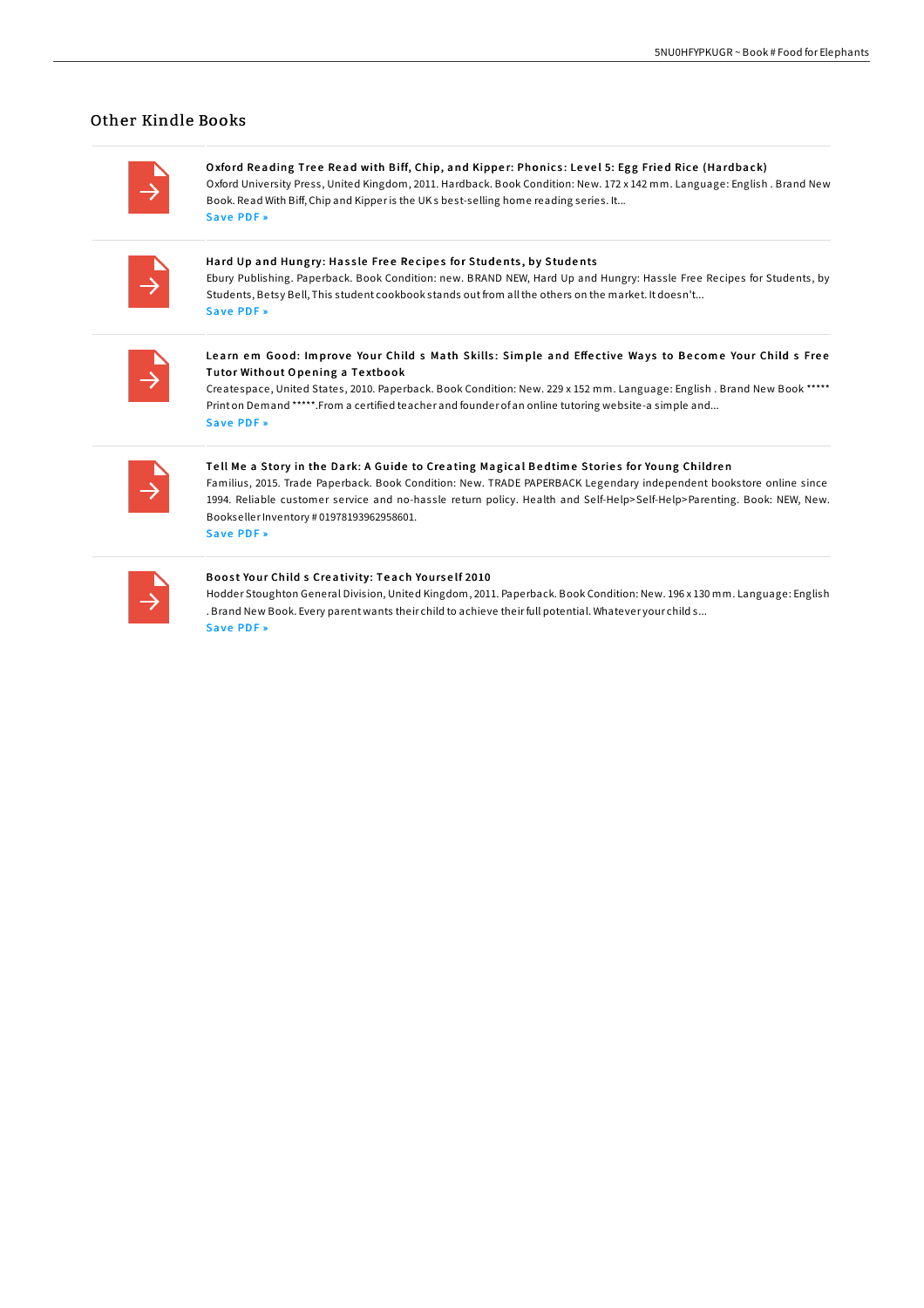## Other Kindle Books

**Oxford Reading Tree Read with Biff, Chip, and Kipper: Phonics: Level 5: Egg Fried Rice (Hardback)**
Oxford University Press, United Kingdom, 2011. Hardback. Book Condition: New. 172 x 142 mm. Language: English . Brand New Book. Read With Biff, Chip and Kipper is the UK s best-selling home reading series. It...
Save PDF »

**Hard Up and Hungry: Hassle Free Recipes for Students, by Students**
Ebury Publishing. Paperback. Book Condition: new. BRAND NEW, Hard Up and Hungry: Hassle Free Recipes for Students, by Students, Betsy Bell, This student cookbook stands out from all the others on the market. It doesn't...
Save PDF »

**Learn em Good: Improve Your Child s Math Skills: Simple and Effective Ways to Become Your Child s Free Tutor Without Opening a Textbook**
Createspace, United States, 2010. Paperback. Book Condition: New. 229 x 152 mm. Language: English . Brand New Book ***** Print on Demand *****.From a certified teacher and founder of an online tutoring website-a simple and...
Save PDF »

**Tell Me a Story in the Dark: A Guide to Creating Magical Bedtime Stories for Young Children**
Familius, 2015. Trade Paperback. Book Condition: New. TRADE PAPERBACK Legendary independent bookstore online since 1994. Reliable customer service and no-hassle return policy. Health and Self-Help>Self-Help>Parenting. Book: NEW, New. Bookseller Inventory # 01978193962958601.
Save PDF »

**Boost Your Child s Creativity: Teach Yourself 2010**
Hodder Stoughton General Division, United Kingdom, 2011. Paperback. Book Condition: New. 196 x 130 mm. Language: English . Brand New Book. Every parent wants their child to achieve their full potential. Whatever your child s...
Save PDF »